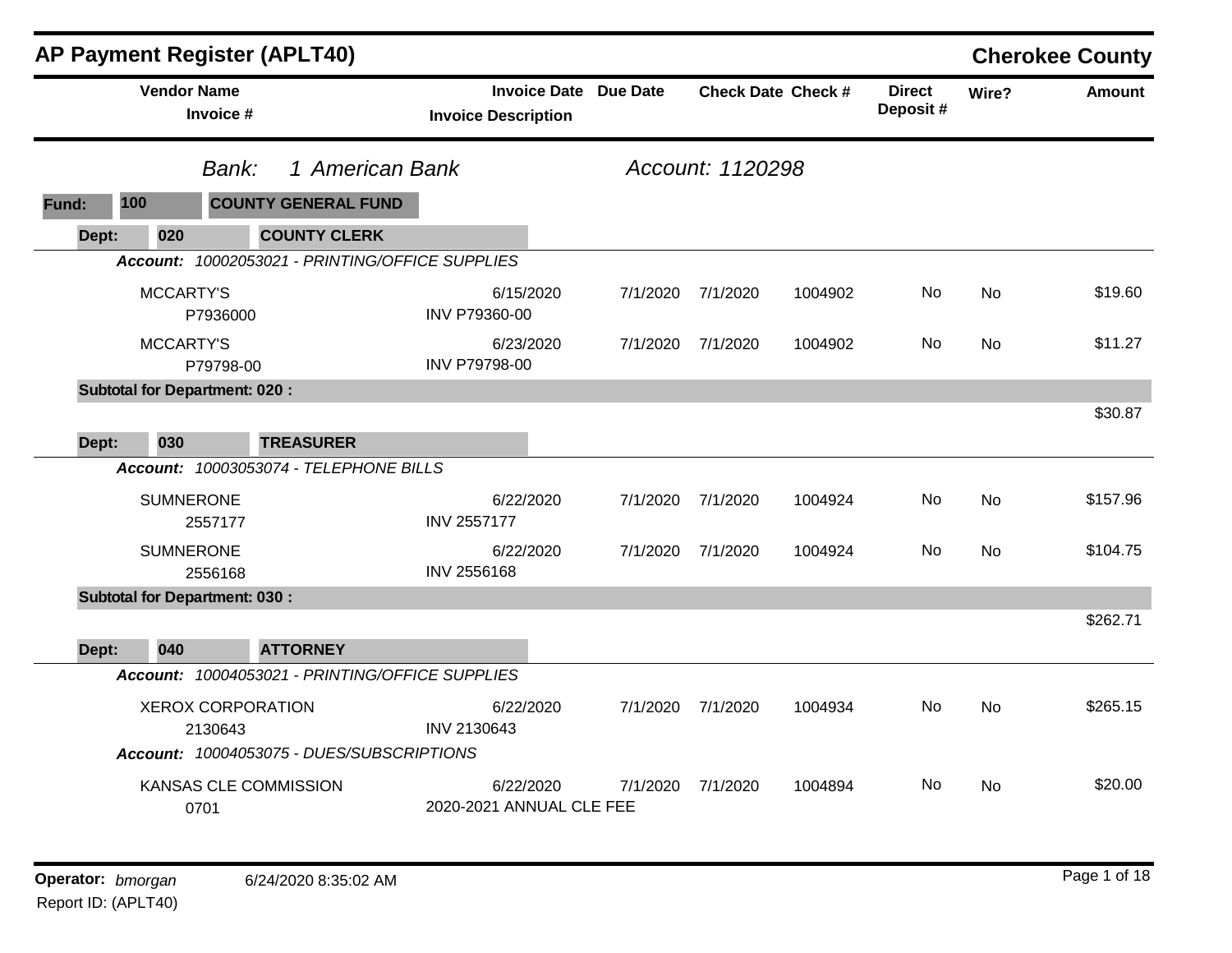# AP Payment Register (APLT40)

**Cherokee County**

*Bank:* 1 American Bank — *Account:* 1120298

**Fund:** 100 **COUNTY GENERAL FUND**

| Vendor Name / Invoice # | Invoice Date / Invoice Description | Due Date | Check Date | Check # | Direct Deposit # | Wire? | Amount |
|---|---|---|---|---|---|---|---|
| **Dept: 020 COUNTY CLERK** | | | | | | | |
| *Account: 10002053021 - PRINTING/OFFICE SUPPLIES* | | | | | | | |
| MCCARTY'S<br>P7936000 | 6/15/2020<br>INV P79360-00 | 7/1/2020 | 7/1/2020 | 1004902 | No | No | $19.60 |
| MCCARTY'S<br>P79798-00 | 6/23/2020<br>INV P79798-00 | 7/1/2020 | 7/1/2020 | 1004902 | No | No | $11.27 |
| **Subtotal for Department: 020 :** | | | | | | | $30.87 |
| **Dept: 030 TREASURER** | | | | | | | |
| *Account: 10003053074 - TELEPHONE BILLS* | | | | | | | |
| SUMNERONE<br>2557177 | 6/22/2020<br>INV 2557177 | 7/1/2020 | 7/1/2020 | 1004924 | No | No | $157.96 |
| SUMNERONE<br>2556168 | 6/22/2020<br>INV 2556168 | 7/1/2020 | 7/1/2020 | 1004924 | No | No | $104.75 |
| **Subtotal for Department: 030 :** | | | | | | | $262.71 |
| **Dept: 040 ATTORNEY** | | | | | | | |
| *Account: 10004053021 - PRINTING/OFFICE SUPPLIES* | | | | | | | |
| XEROX CORPORATION<br>2130643 | 6/22/2020<br>INV 2130643 | 7/1/2020 | 7/1/2020 | 1004934 | No | No | $265.15 |
| *Account: 10004053075 - DUES/SUBSCRIPTIONS* | | | | | | | |
| KANSAS CLE COMMISSION<br>0701 | 6/22/2020<br>2020-2021 ANNUAL CLE FEE | 7/1/2020 | 7/1/2020 | 1004894 | No | No | $20.00 |

**Operator:** *bmorgan* 6/24/2020 8:35:02 AM

Report ID: (APLT40)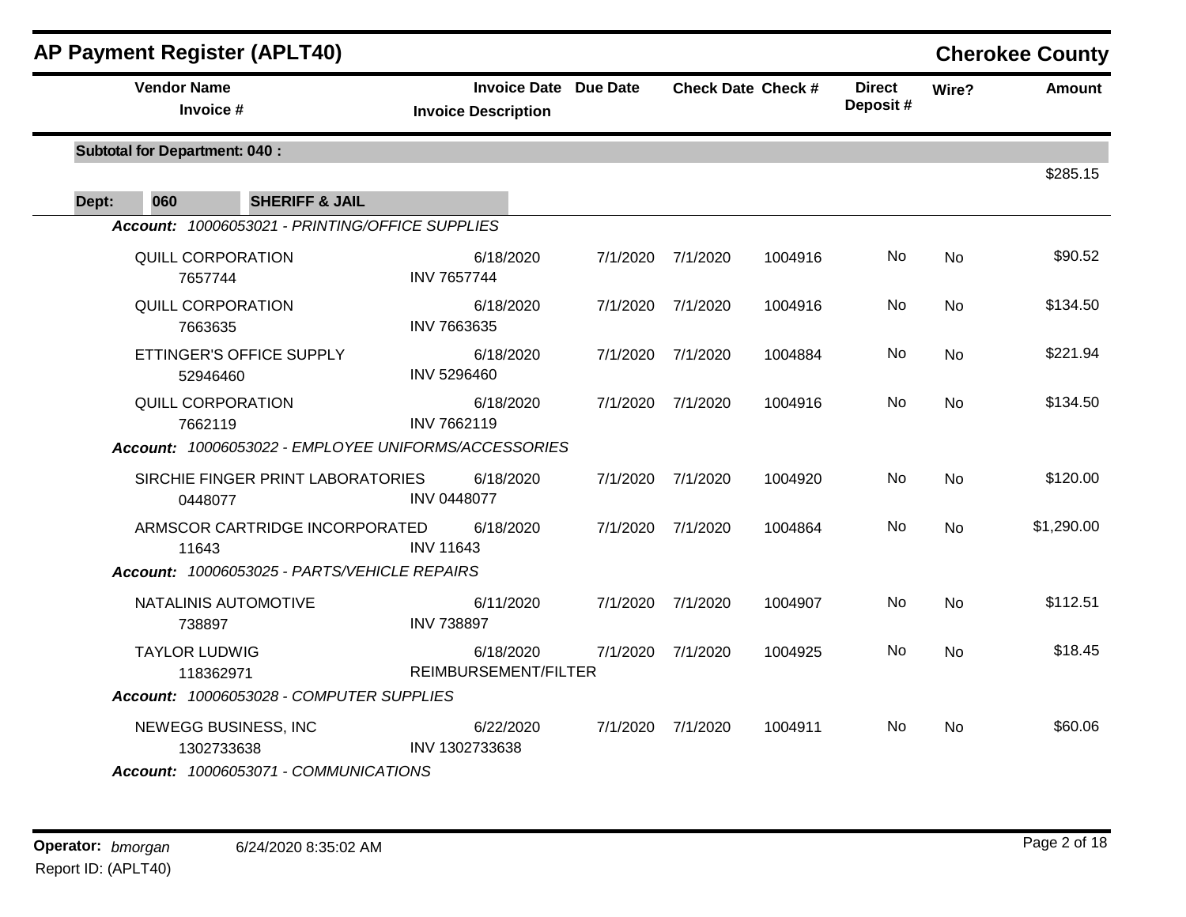## AP Payment Register (APLT40)

**Cherokee County**

| Vendor Name / Invoice # | Invoice Date / Invoice Description | Due Date | Check Date | Check # | Direct Deposit # | Wire? | Amount |
|---|---|---|---|---|---|---|---|
| **Subtotal for Department: 040 :** | | | | | | | $285.15 |
| **Dept: 060 SHERIFF & JAIL** | | | | | | | |
| ***Account: 10006053021 - PRINTING/OFFICE SUPPLIES*** | | | | | | | |
| QUILL CORPORATION 7657744 | 6/18/2020 INV 7657744 | 7/1/2020 | 7/1/2020 | 1004916 | No | No | $90.52 |
| QUILL CORPORATION 7663635 | 6/18/2020 INV 7663635 | 7/1/2020 | 7/1/2020 | 1004916 | No | No | $134.50 |
| ETTINGER'S OFFICE SUPPLY 52946460 | 6/18/2020 INV 5296460 | 7/1/2020 | 7/1/2020 | 1004884 | No | No | $221.94 |
| QUILL CORPORATION 7662119 | 6/18/2020 INV 7662119 | 7/1/2020 | 7/1/2020 | 1004916 | No | No | $134.50 |
| ***Account: 10006053022 - EMPLOYEE UNIFORMS/ACCESSORIES*** | | | | | | | |
| SIRCHIE FINGER PRINT LABORATORIES 0448077 | 6/18/2020 INV 0448077 | 7/1/2020 | 7/1/2020 | 1004920 | No | No | $120.00 |
| ARMSCOR CARTRIDGE INCORPORATED 11643 | 6/18/2020 INV 11643 | 7/1/2020 | 7/1/2020 | 1004864 | No | No | $1,290.00 |
| ***Account: 10006053025 - PARTS/VEHICLE REPAIRS*** | | | | | | | |
| NATALINIS AUTOMOTIVE 738897 | 6/11/2020 INV 738897 | 7/1/2020 | 7/1/2020 | 1004907 | No | No | $112.51 |
| TAYLOR LUDWIG 118362971 | 6/18/2020 REIMBURSEMENT/FILTER | 7/1/2020 | 7/1/2020 | 1004925 | No | No | $18.45 |
| ***Account: 10006053028 - COMPUTER SUPPLIES*** | | | | | | | |
| NEWEGG BUSINESS, INC 1302733638 | 6/22/2020 INV 1302733638 | 7/1/2020 | 7/1/2020 | 1004911 | No | No | $60.06 |
| ***Account: 10006053071 - COMMUNICATIONS*** | | | | | | | |

**Operator:** *bmorgan* 6/24/2020 8:35:02 AM

Report ID: (APLT40)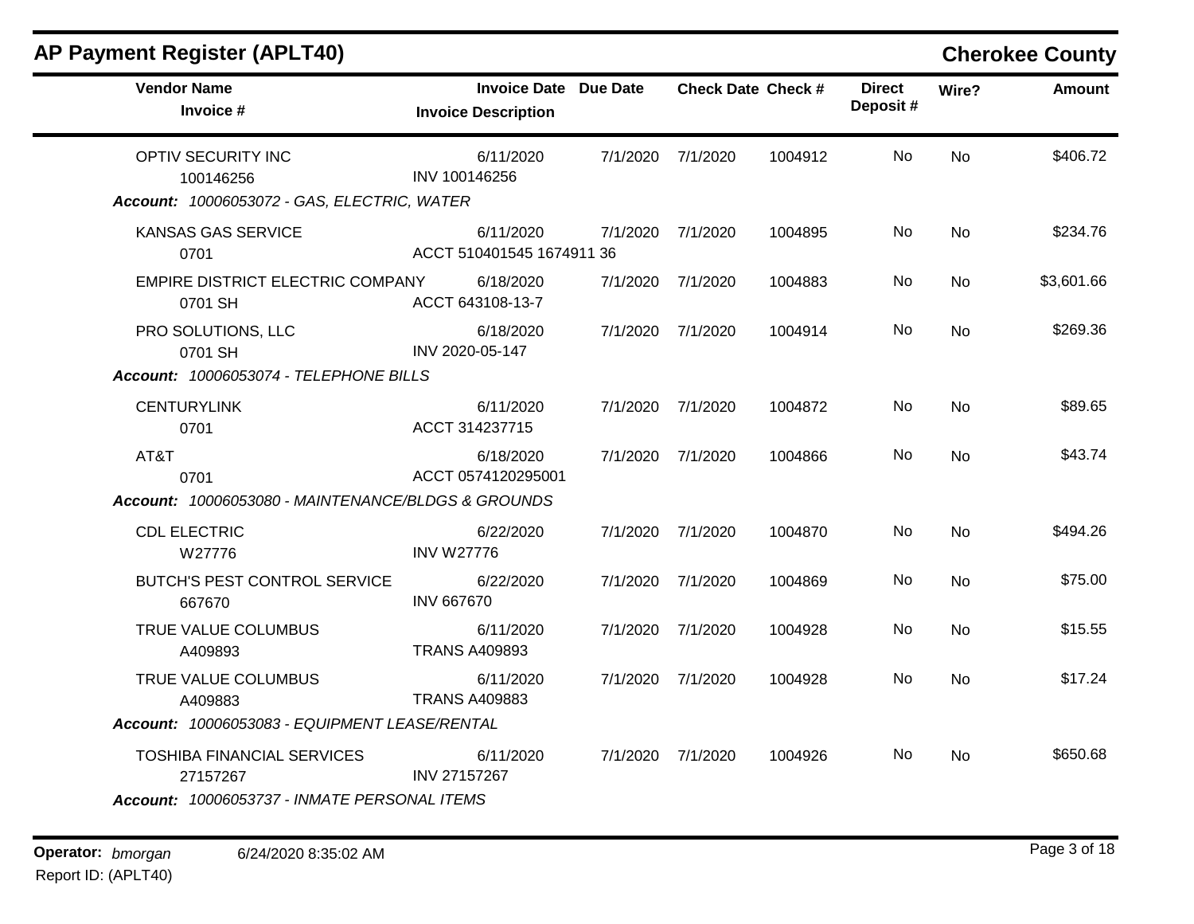## AP Payment Register (APLT40)

**Cherokee County**

| Vendor Name / Invoice # | Invoice Date / Invoice Description | Due Date | Check Date | Check # | Direct Deposit # | Wire? | Amount |
|---|---|---|---|---|---|---|---|
| OPTIV SECURITY INC<br>100146256 | 6/11/2020<br>INV 100146256 | 7/1/2020 | 7/1/2020 | 1004912 | No | No | $406.72 |
| ***Account:*** *10006053072 - GAS, ELECTRIC, WATER* | | | | | | | |
| KANSAS GAS SERVICE<br>0701 | 6/11/2020<br>ACCT 510401545 1674911 36 | 7/1/2020 | 7/1/2020 | 1004895 | No | No | $234.76 |
| EMPIRE DISTRICT ELECTRIC COMPANY<br>0701 SH | 6/18/2020<br>ACCT 643108-13-7 | 7/1/2020 | 7/1/2020 | 1004883 | No | No | $3,601.66 |
| PRO SOLUTIONS, LLC<br>0701 SH | 6/18/2020<br>INV 2020-05-147 | 7/1/2020 | 7/1/2020 | 1004914 | No | No | $269.36 |
| ***Account:*** *10006053074 - TELEPHONE BILLS* | | | | | | | |
| CENTURYLINK<br>0701 | 6/11/2020<br>ACCT 314237715 | 7/1/2020 | 7/1/2020 | 1004872 | No | No | $89.65 |
| AT&T<br>0701 | 6/18/2020<br>ACCT 0574120295001 | 7/1/2020 | 7/1/2020 | 1004866 | No | No | $43.74 |
| ***Account:*** *10006053080 - MAINTENANCE/BLDGS & GROUNDS* | | | | | | | |
| CDL ELECTRIC<br>W27776 | 6/22/2020<br>INV W27776 | 7/1/2020 | 7/1/2020 | 1004870 | No | No | $494.26 |
| BUTCH'S PEST CONTROL SERVICE<br>667670 | 6/22/2020<br>INV 667670 | 7/1/2020 | 7/1/2020 | 1004869 | No | No | $75.00 |
| TRUE VALUE COLUMBUS<br>A409893 | 6/11/2020<br>TRANS A409893 | 7/1/2020 | 7/1/2020 | 1004928 | No | No | $15.55 |
| TRUE VALUE COLUMBUS<br>A409883 | 6/11/2020<br>TRANS A409883 | 7/1/2020 | 7/1/2020 | 1004928 | No | No | $17.24 |
| ***Account:*** *10006053083 - EQUIPMENT LEASE/RENTAL* | | | | | | | |
| TOSHIBA FINANCIAL SERVICES<br>27157267 | 6/11/2020<br>INV 27157267 | 7/1/2020 | 7/1/2020 | 1004926 | No | No | $650.68 |
| ***Account:*** *10006053737 - INMATE PERSONAL ITEMS* | | | | | | | |

**Operator:** *bmorgan* 6/24/2020 8:35:02 AM

Report ID: (APLT40)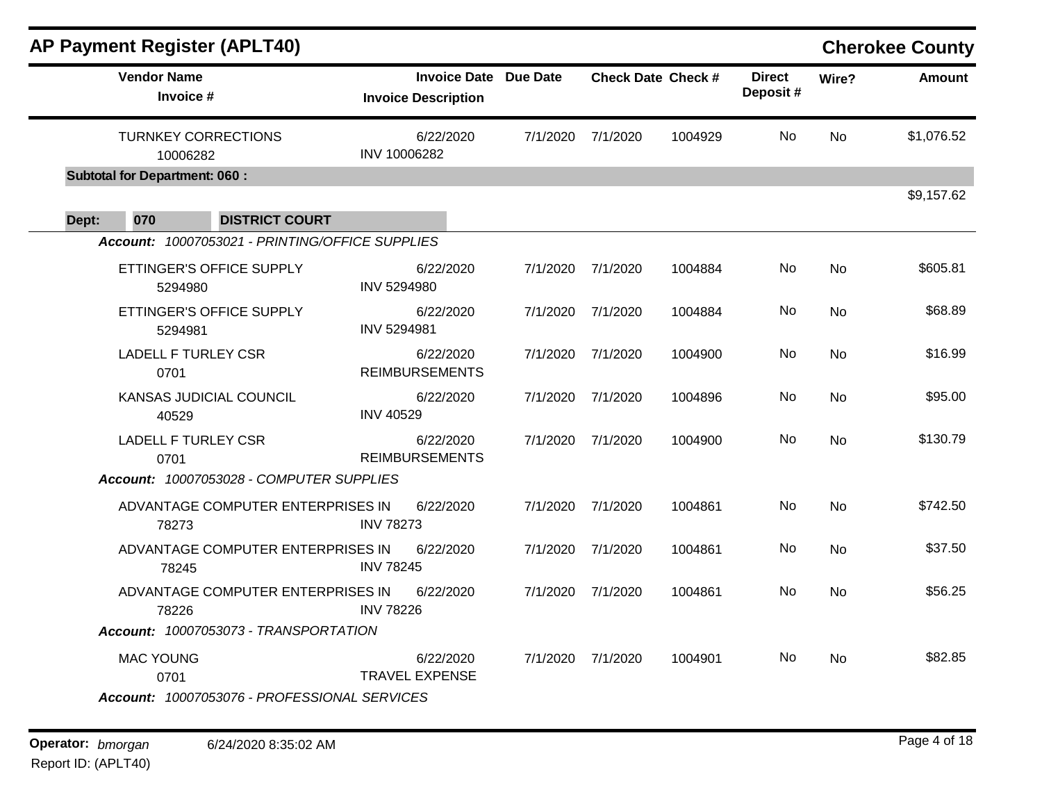## AP Payment Register (APLT40)

**Cherokee County**

| Vendor Name / Invoice # | Invoice Date / Invoice Description | Due Date | Check Date | Check # | Direct Deposit # | Wire? | Amount |
|---|---|---|---|---|---|---|---|
| TURNKEY CORRECTIONS<br>10006282 | 6/22/2020<br>INV 10006282 | 7/1/2020 | 7/1/2020 | 1004929 | No | No | $1,076.52 |
| **Subtotal for Department: 060 :** | | | | | | | $9,157.62 |

**Dept: 070 DISTRICT COURT**

***Account:*** *10007053021 - PRINTING/OFFICE SUPPLIES*

| Vendor Name / Invoice # | Invoice Date / Invoice Description | Due Date | Check Date | Check # | Direct Deposit # | Wire? | Amount |
|---|---|---|---|---|---|---|---|
| ETTINGER'S OFFICE SUPPLY<br>5294980 | 6/22/2020<br>INV 5294980 | 7/1/2020 | 7/1/2020 | 1004884 | No | No | $605.81 |
| ETTINGER'S OFFICE SUPPLY<br>5294981 | 6/22/2020<br>INV 5294981 | 7/1/2020 | 7/1/2020 | 1004884 | No | No | $68.89 |
| LADELL F TURLEY CSR<br>0701 | 6/22/2020<br>REIMBURSEMENTS | 7/1/2020 | 7/1/2020 | 1004900 | No | No | $16.99 |
| KANSAS JUDICIAL COUNCIL<br>40529 | 6/22/2020<br>INV 40529 | 7/1/2020 | 7/1/2020 | 1004896 | No | No | $95.00 |
| LADELL F TURLEY CSR<br>0701 | 6/22/2020<br>REIMBURSEMENTS | 7/1/2020 | 7/1/2020 | 1004900 | No | No | $130.79 |

***Account:*** *10007053028 - COMPUTER SUPPLIES*

| Vendor Name / Invoice # | Invoice Date / Invoice Description | Due Date | Check Date | Check # | Direct Deposit # | Wire? | Amount |
|---|---|---|---|---|---|---|---|
| ADVANTAGE COMPUTER ENTERPRISES IN<br>78273 | 6/22/2020<br>INV 78273 | 7/1/2020 | 7/1/2020 | 1004861 | No | No | $742.50 |
| ADVANTAGE COMPUTER ENTERPRISES IN<br>78245 | 6/22/2020<br>INV 78245 | 7/1/2020 | 7/1/2020 | 1004861 | No | No | $37.50 |
| ADVANTAGE COMPUTER ENTERPRISES IN<br>78226 | 6/22/2020<br>INV 78226 | 7/1/2020 | 7/1/2020 | 1004861 | No | No | $56.25 |

***Account:*** *10007053073 - TRANSPORTATION*

| Vendor Name / Invoice # | Invoice Date / Invoice Description | Due Date | Check Date | Check # | Direct Deposit # | Wire? | Amount |
|---|---|---|---|---|---|---|---|
| MAC YOUNG<br>0701 | 6/22/2020<br>TRAVEL EXPENSE | 7/1/2020 | 7/1/2020 | 1004901 | No | No | $82.85 |

***Account:*** *10007053076 - PROFESSIONAL SERVICES*

**Operator:** *bmorgan* 6/24/2020 8:35:02 AM
Report ID: (APLT40)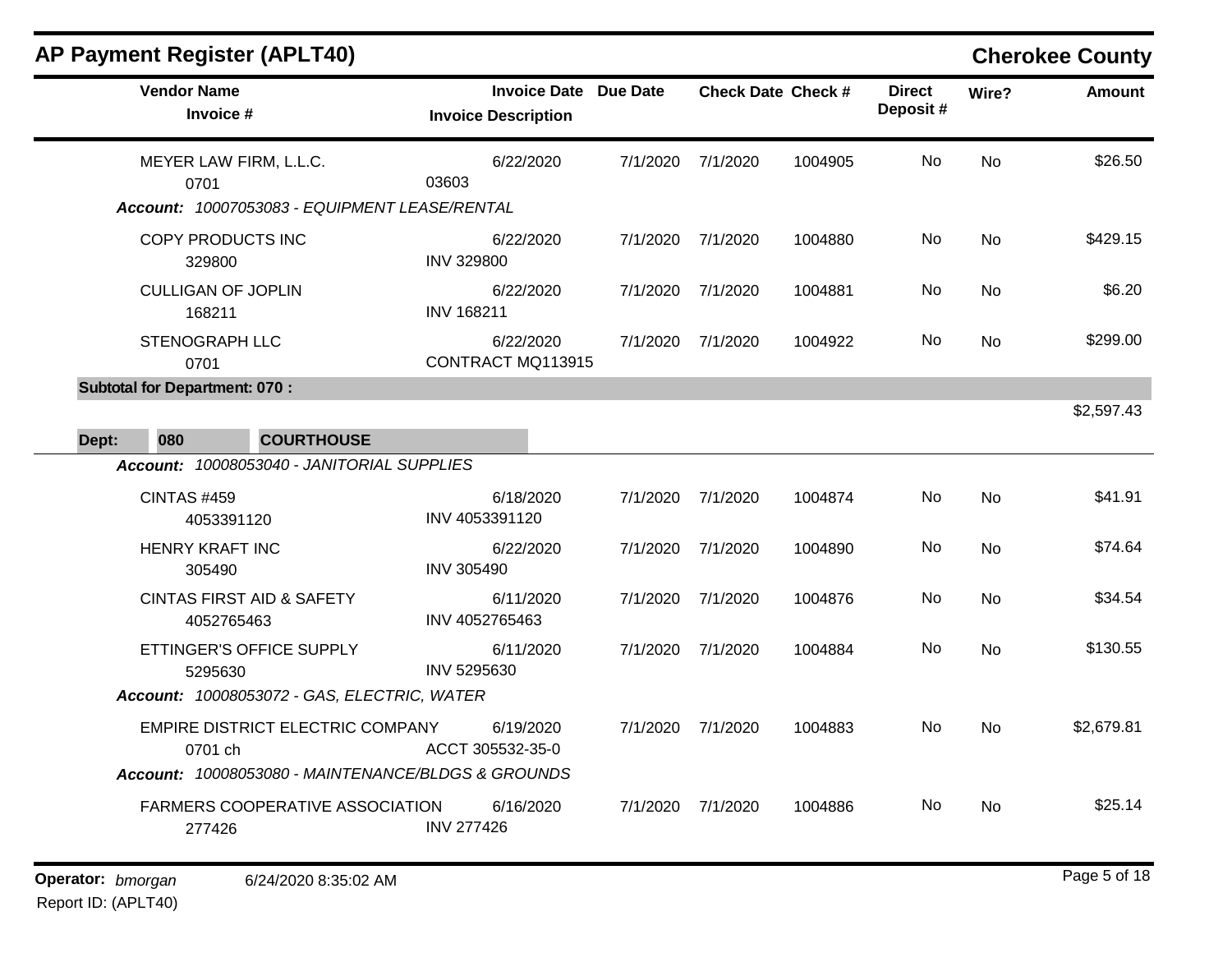# AP Payment Register (APLT40)

**Cherokee County**

| Vendor Name / Invoice # | Invoice Date / Invoice Description | Due Date | Check Date | Check # | Direct Deposit # | Wire? | Amount |
|---|---|---|---|---|---|---|---|
| MEYER LAW FIRM, L.L.C. / 0701 | 6/22/2020 / 03603 | 7/1/2020 | 7/1/2020 | 1004905 | No | No | $26.50 |
| ***Account:** 10007053083 - EQUIPMENT LEASE/RENTAL* | | | | | | | |
| COPY PRODUCTS INC / 329800 | 6/22/2020 / INV 329800 | 7/1/2020 | 7/1/2020 | 1004880 | No | No | $429.15 |
| CULLIGAN OF JOPLIN / 168211 | 6/22/2020 / INV 168211 | 7/1/2020 | 7/1/2020 | 1004881 | No | No | $6.20 |
| STENOGRAPH LLC / 0701 | 6/22/2020 / CONTRACT MQ113915 | 7/1/2020 | 7/1/2020 | 1004922 | No | No | $299.00 |
| **Subtotal for Department: 070 :** | | | | | | | $2,597.43 |

**Dept: 080 COURTHOUSE**

| Vendor Name / Invoice # | Invoice Date / Invoice Description | Due Date | Check Date | Check # | Direct Deposit # | Wire? | Amount |
|---|---|---|---|---|---|---|---|
| ***Account:** 10008053040 - JANITORIAL SUPPLIES* | | | | | | | |
| CINTAS #459 / 4053391120 | 6/18/2020 / INV 4053391120 | 7/1/2020 | 7/1/2020 | 1004874 | No | No | $41.91 |
| HENRY KRAFT INC / 305490 | 6/22/2020 / INV 305490 | 7/1/2020 | 7/1/2020 | 1004890 | No | No | $74.64 |
| CINTAS FIRST AID & SAFETY / 4052765463 | 6/11/2020 / INV 4052765463 | 7/1/2020 | 7/1/2020 | 1004876 | No | No | $34.54 |
| ETTINGER'S OFFICE SUPPLY / 5295630 | 6/11/2020 / INV 5295630 | 7/1/2020 | 7/1/2020 | 1004884 | No | No | $130.55 |
| ***Account:** 10008053072 - GAS, ELECTRIC, WATER* | | | | | | | |
| EMPIRE DISTRICT ELECTRIC COMPANY / 0701 ch | 6/19/2020 / ACCT 305532-35-0 | 7/1/2020 | 7/1/2020 | 1004883 | No | No | $2,679.81 |
| ***Account:** 10008053080 - MAINTENANCE/BLDGS & GROUNDS* | | | | | | | |
| FARMERS COOPERATIVE ASSOCIATION / 277426 | 6/16/2020 / INV 277426 | 7/1/2020 | 7/1/2020 | 1004886 | No | No | $25.14 |

**Operator:** *bmorgan* 6/24/2020 8:35:02 AM

Report ID: (APLT40)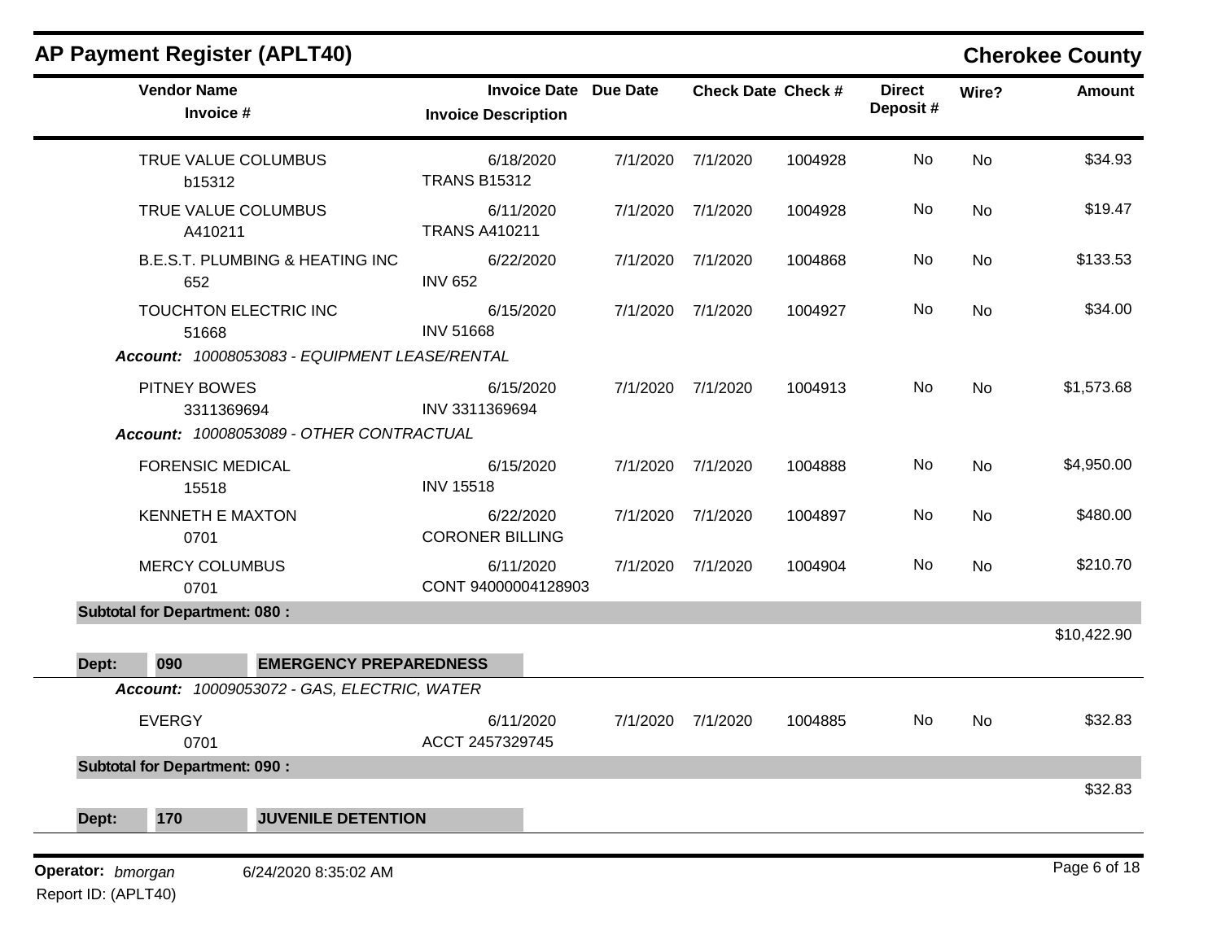# AP Payment Register (APLT40)

**Cherokee County**

| Vendor Name / Invoice # | Invoice Date / Invoice Description | Due Date | Check Date | Check # | Direct Deposit # | Wire? | Amount |
|---|---|---|---|---|---|---|---|
| TRUE VALUE COLUMBUS<br>b15312 | 6/18/2020<br>TRANS B15312 | 7/1/2020 | 7/1/2020 | 1004928 | No | No | $34.93 |
| TRUE VALUE COLUMBUS<br>A410211 | 6/11/2020<br>TRANS A410211 | 7/1/2020 | 7/1/2020 | 1004928 | No | No | $19.47 |
| B.E.S.T. PLUMBING & HEATING INC<br>652 | 6/22/2020<br>INV 652 | 7/1/2020 | 7/1/2020 | 1004868 | No | No | $133.53 |
| TOUCHTON ELECTRIC INC<br>51668 | 6/15/2020<br>INV 51668 | 7/1/2020 | 7/1/2020 | 1004927 | No | No | $34.00 |
| ***Account:*** *10008053083 - EQUIPMENT LEASE/RENTAL* | | | | | | | |
| PITNEY BOWES<br>3311369694 | 6/15/2020<br>INV 3311369694 | 7/1/2020 | 7/1/2020 | 1004913 | No | No | $1,573.68 |
| ***Account:*** *10008053089 - OTHER CONTRACTUAL* | | | | | | | |
| FORENSIC MEDICAL<br>15518 | 6/15/2020<br>INV 15518 | 7/1/2020 | 7/1/2020 | 1004888 | No | No | $4,950.00 |
| KENNETH E MAXTON<br>0701 | 6/22/2020<br>CORONER BILLING | 7/1/2020 | 7/1/2020 | 1004897 | No | No | $480.00 |
| MERCY COLUMBUS<br>0701 | 6/11/2020<br>CONT 94000004128903 | 7/1/2020 | 7/1/2020 | 1004904 | No | No | $210.70 |
| **Subtotal for Department: 080 :** | | | | | | | $10,422.90 |
| **Dept: 090 EMERGENCY PREPAREDNESS** | | | | | | | |
| ***Account:*** *10009053072 - GAS, ELECTRIC, WATER* | | | | | | | |
| EVERGY<br>0701 | 6/11/2020<br>ACCT 2457329745 | 7/1/2020 | 7/1/2020 | 1004885 | No | No | $32.83 |
| **Subtotal for Department: 090 :** | | | | | | | $32.83 |
| **Dept: 170 JUVENILE DETENTION** | | | | | | | |

**Operator:** *bmorgan* 6/24/2020 8:35:02 AM
Report ID: (APLT40)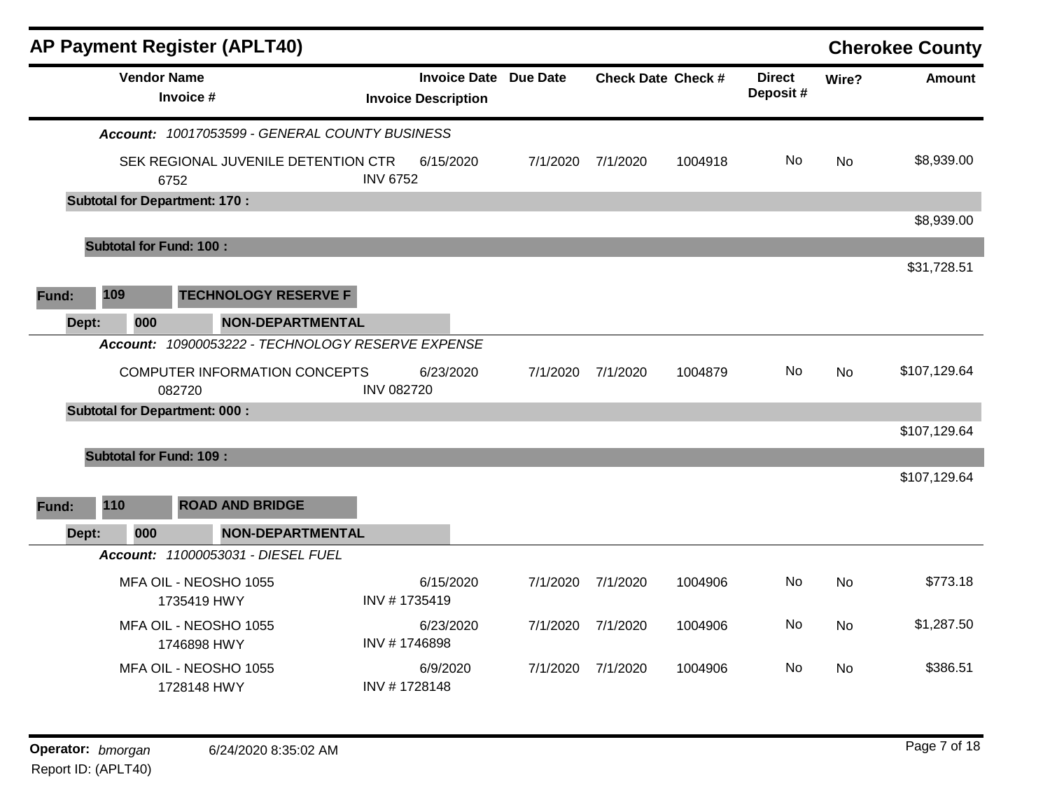# AP Payment Register (APLT40)

**Cherokee County**

| Vendor Name / Invoice # | Invoice Date / Invoice Description | Due Date | Check Date | Check # | Direct Deposit # | Wire? | Amount |
|---|---|---|---|---|---|---|---|
| ***Account: 10017053599 - GENERAL COUNTY BUSINESS*** | | | | | | | |
| SEK REGIONAL JUVENILE DETENTION CTR / 6752 | 6/15/2020 / INV 6752 | 7/1/2020 | 7/1/2020 | 1004918 | No | No | $8,939.00 |
| **Subtotal for Department: 170 :** | | | | | | | $8,939.00 |
| **Subtotal for Fund: 100 :** | | | | | | | $31,728.51 |
| **Fund: 109 TECHNOLOGY RESERVE F** | | | | | | | |
| **Dept: 000 NON-DEPARTMENTAL** | | | | | | | |
| ***Account: 10900053222 - TECHNOLOGY RESERVE EXPENSE*** | | | | | | | |
| COMPUTER INFORMATION CONCEPTS / 082720 | 6/23/2020 / INV 082720 | 7/1/2020 | 7/1/2020 | 1004879 | No | No | $107,129.64 |
| **Subtotal for Department: 000 :** | | | | | | | $107,129.64 |
| **Subtotal for Fund: 109 :** | | | | | | | $107,129.64 |
| **Fund: 110 ROAD AND BRIDGE** | | | | | | | |
| **Dept: 000 NON-DEPARTMENTAL** | | | | | | | |
| ***Account: 11000053031 - DIESEL FUEL*** | | | | | | | |
| MFA OIL - NEOSHO 1055 / 1735419 HWY | 6/15/2020 / INV # 1735419 | 7/1/2020 | 7/1/2020 | 1004906 | No | No | $773.18 |
| MFA OIL - NEOSHO 1055 / 1746898 HWY | 6/23/2020 / INV # 1746898 | 7/1/2020 | 7/1/2020 | 1004906 | No | No | $1,287.50 |
| MFA OIL - NEOSHO 1055 / 1728148 HWY | 6/9/2020 / INV # 1728148 | 7/1/2020 | 7/1/2020 | 1004906 | No | No | $386.51 |

**Operator:** *bmorgan* 6/24/2020 8:35:02 AM

Report ID: (APLT40)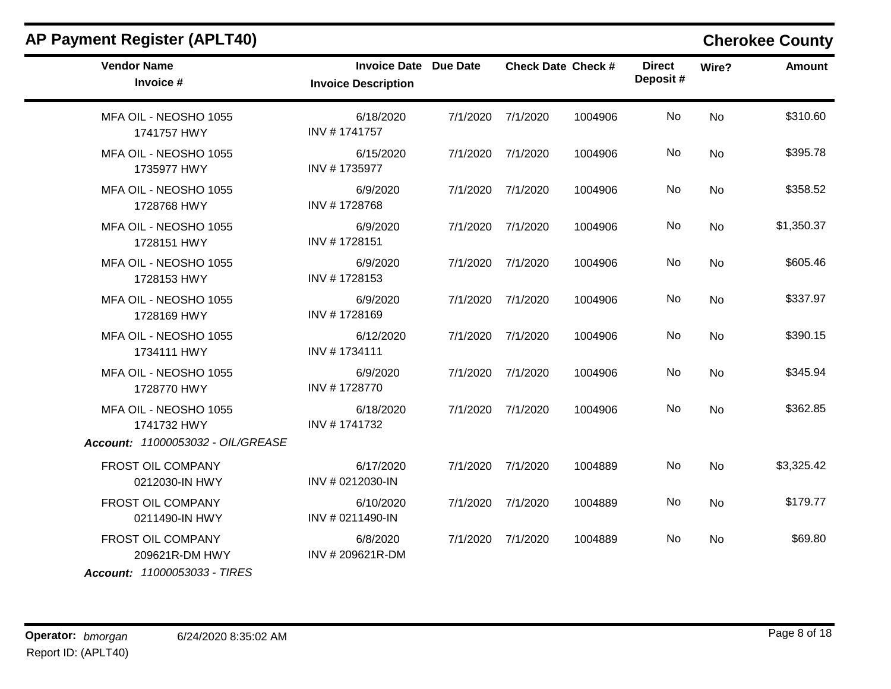## AP Payment Register (APLT40)

**Cherokee County**

| Vendor Name / Invoice # | Invoice Date / Invoice Description | Due Date | Check Date | Check # | Direct Deposit # | Wire? | Amount |
|---|---|---|---|---|---|---|---|
| MFA OIL - NEOSHO 1055<br>1741757 HWY | 6/18/2020<br>INV # 1741757 | 7/1/2020 | 7/1/2020 | 1004906 | No | No | $310.60 |
| MFA OIL - NEOSHO 1055<br>1735977 HWY | 6/15/2020<br>INV # 1735977 | 7/1/2020 | 7/1/2020 | 1004906 | No | No | $395.78 |
| MFA OIL - NEOSHO 1055<br>1728768 HWY | 6/9/2020<br>INV # 1728768 | 7/1/2020 | 7/1/2020 | 1004906 | No | No | $358.52 |
| MFA OIL - NEOSHO 1055<br>1728151 HWY | 6/9/2020<br>INV # 1728151 | 7/1/2020 | 7/1/2020 | 1004906 | No | No | $1,350.37 |
| MFA OIL - NEOSHO 1055<br>1728153 HWY | 6/9/2020<br>INV # 1728153 | 7/1/2020 | 7/1/2020 | 1004906 | No | No | $605.46 |
| MFA OIL - NEOSHO 1055<br>1728169 HWY | 6/9/2020<br>INV # 1728169 | 7/1/2020 | 7/1/2020 | 1004906 | No | No | $337.97 |
| MFA OIL - NEOSHO 1055<br>1734111 HWY | 6/12/2020<br>INV # 1734111 | 7/1/2020 | 7/1/2020 | 1004906 | No | No | $390.15 |
| MFA OIL - NEOSHO 1055<br>1728770 HWY | 6/9/2020<br>INV # 1728770 | 7/1/2020 | 7/1/2020 | 1004906 | No | No | $345.94 |
| MFA OIL - NEOSHO 1055<br>1741732 HWY | 6/18/2020<br>INV # 1741732 | 7/1/2020 | 7/1/2020 | 1004906 | No | No | $362.85 |
| ***Account:*** *11000053032 - OIL/GREASE* | | | | | | | |
| FROST OIL COMPANY<br>0212030-IN HWY | 6/17/2020<br>INV # 0212030-IN | 7/1/2020 | 7/1/2020 | 1004889 | No | No | $3,325.42 |
| FROST OIL COMPANY<br>0211490-IN HWY | 6/10/2020<br>INV # 0211490-IN | 7/1/2020 | 7/1/2020 | 1004889 | No | No | $179.77 |
| FROST OIL COMPANY<br>209621R-DM HWY | 6/8/2020<br>INV # 209621R-DM | 7/1/2020 | 7/1/2020 | 1004889 | No | No | $69.80 |
| ***Account:*** *11000053033 - TIRES* | | | | | | | |

**Operator:** *bmorgan* 6/24/2020 8:35:02 AM
Report ID: (APLT40)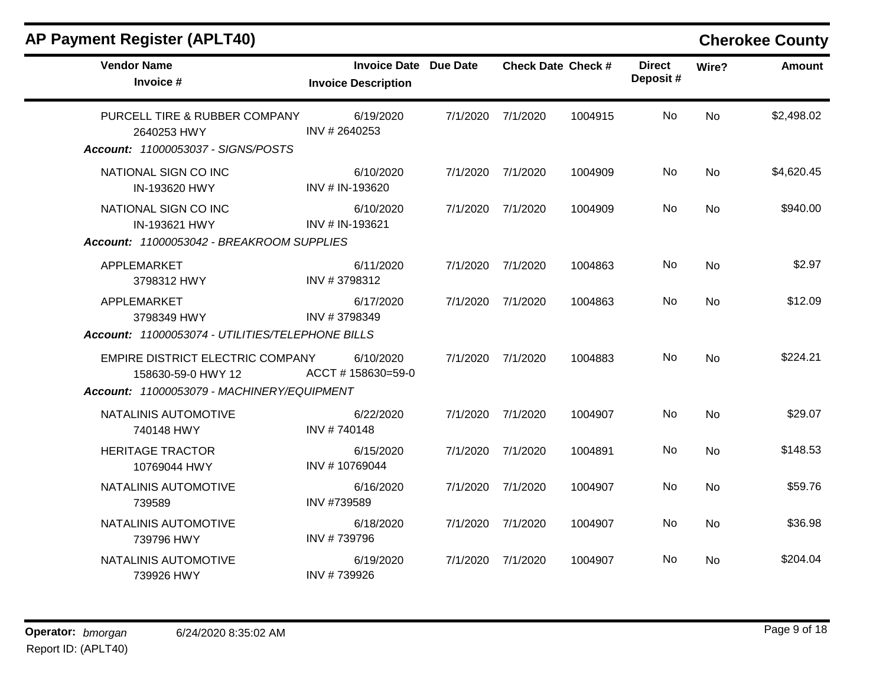# AP Payment Register (APLT40)

**Cherokee County**

| Vendor Name / Invoice # | Invoice Date / Invoice Description | Due Date | Check Date | Check # | Direct Deposit # | Wire? | Amount |
|---|---|---|---|---|---|---|---|
| PURCELL TIRE & RUBBER COMPANY<br>2640253 HWY | 6/19/2020<br>INV # 2640253 | 7/1/2020 | 7/1/2020 | 1004915 | No | No | $2,498.02 |
| ***Account: 11000053037 - SIGNS/POSTS*** | | | | | | | |
| NATIONAL SIGN CO INC<br>IN-193620 HWY | 6/10/2020<br>INV # IN-193620 | 7/1/2020 | 7/1/2020 | 1004909 | No | No | $4,620.45 |
| NATIONAL SIGN CO INC<br>IN-193621 HWY | 6/10/2020<br>INV # IN-193621 | 7/1/2020 | 7/1/2020 | 1004909 | No | No | $940.00 |
| ***Account: 11000053042 - BREAKROOM SUPPLIES*** | | | | | | | |
| APPLEMARKET<br>3798312 HWY | 6/11/2020<br>INV # 3798312 | 7/1/2020 | 7/1/2020 | 1004863 | No | No | $2.97 |
| APPLEMARKET<br>3798349 HWY | 6/17/2020<br>INV # 3798349 | 7/1/2020 | 7/1/2020 | 1004863 | No | No | $12.09 |
| ***Account: 11000053074 - UTILITIES/TELEPHONE BILLS*** | | | | | | | |
| EMPIRE DISTRICT ELECTRIC COMPANY<br>158630-59-0 HWY 12 | 6/10/2020<br>ACCT # 158630=59-0 | 7/1/2020 | 7/1/2020 | 1004883 | No | No | $224.21 |
| ***Account: 11000053079 - MACHINERY/EQUIPMENT*** | | | | | | | |
| NATALINIS AUTOMOTIVE<br>740148 HWY | 6/22/2020<br>INV # 740148 | 7/1/2020 | 7/1/2020 | 1004907 | No | No | $29.07 |
| HERITAGE TRACTOR<br>10769044 HWY | 6/15/2020<br>INV # 10769044 | 7/1/2020 | 7/1/2020 | 1004891 | No | No | $148.53 |
| NATALINIS AUTOMOTIVE<br>739589 | 6/16/2020<br>INV #739589 | 7/1/2020 | 7/1/2020 | 1004907 | No | No | $59.76 |
| NATALINIS AUTOMOTIVE<br>739796 HWY | 6/18/2020<br>INV # 739796 | 7/1/2020 | 7/1/2020 | 1004907 | No | No | $36.98 |
| NATALINIS AUTOMOTIVE<br>739926 HWY | 6/19/2020<br>INV # 739926 | 7/1/2020 | 7/1/2020 | 1004907 | No | No | $204.04 |

**Operator:** *bmorgan* 6/24/2020 8:35:02 AM
Report ID: (APLT40)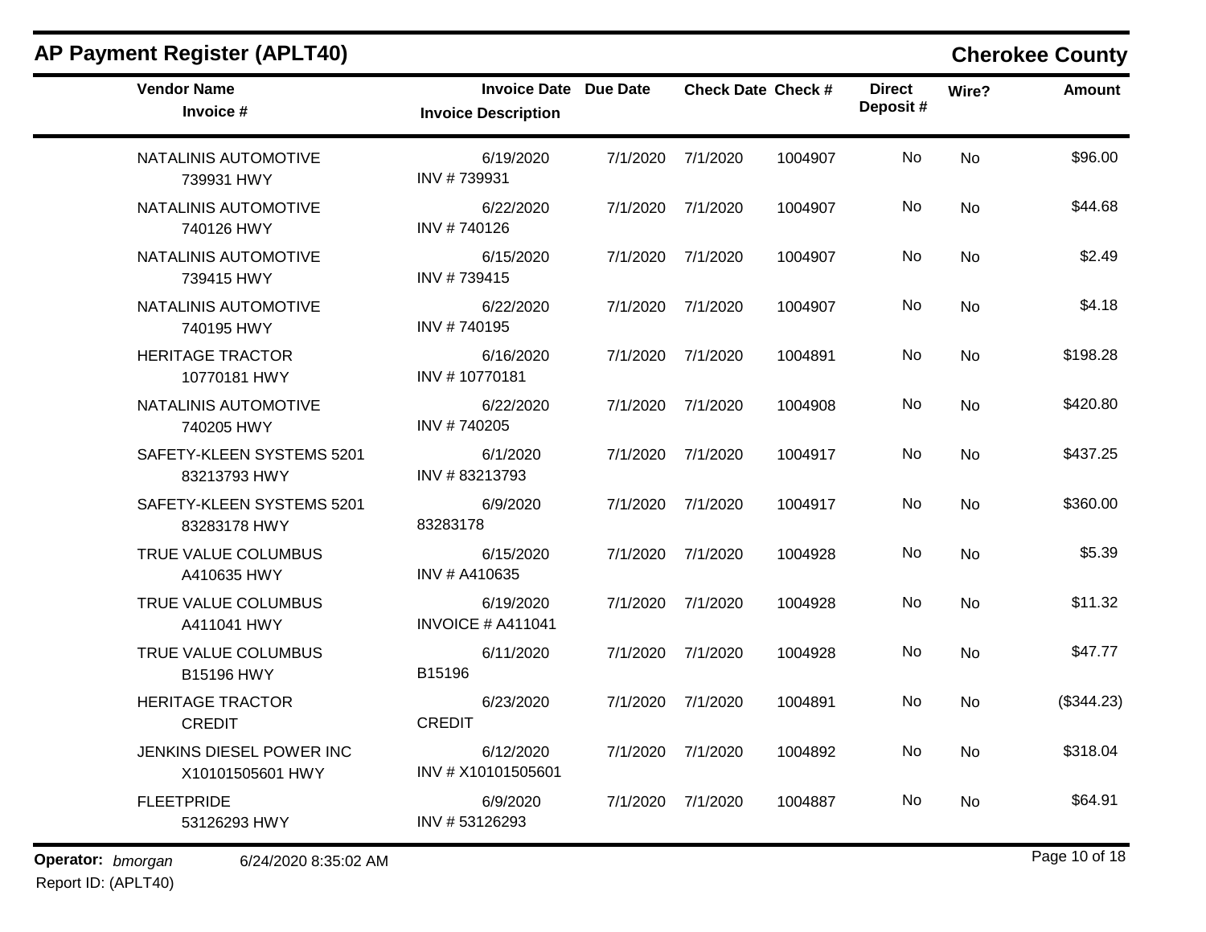## AP Payment Register (APLT40)

**Cherokee County**

| Vendor Name / Invoice # | Invoice Date / Invoice Description | Due Date | Check Date | Check # | Direct Deposit # | Wire? | Amount |
|---|---|---|---|---|---|---|---|
| NATALINIS AUTOMOTIVE<br>739931 HWY | 6/19/2020<br>INV # 739931 | 7/1/2020 | 7/1/2020 | 1004907 | No | No | $96.00 |
| NATALINIS AUTOMOTIVE<br>740126 HWY | 6/22/2020<br>INV # 740126 | 7/1/2020 | 7/1/2020 | 1004907 | No | No | $44.68 |
| NATALINIS AUTOMOTIVE<br>739415 HWY | 6/15/2020<br>INV # 739415 | 7/1/2020 | 7/1/2020 | 1004907 | No | No | $2.49 |
| NATALINIS AUTOMOTIVE<br>740195 HWY | 6/22/2020<br>INV # 740195 | 7/1/2020 | 7/1/2020 | 1004907 | No | No | $4.18 |
| HERITAGE TRACTOR<br>10770181 HWY | 6/16/2020<br>INV # 10770181 | 7/1/2020 | 7/1/2020 | 1004891 | No | No | $198.28 |
| NATALINIS AUTOMOTIVE<br>740205 HWY | 6/22/2020<br>INV # 740205 | 7/1/2020 | 7/1/2020 | 1004908 | No | No | $420.80 |
| SAFETY-KLEEN SYSTEMS 5201<br>83213793 HWY | 6/1/2020<br>INV # 83213793 | 7/1/2020 | 7/1/2020 | 1004917 | No | No | $437.25 |
| SAFETY-KLEEN SYSTEMS 5201<br>83283178 HWY | 6/9/2020<br>83283178 | 7/1/2020 | 7/1/2020 | 1004917 | No | No | $360.00 |
| TRUE VALUE COLUMBUS<br>A410635 HWY | 6/15/2020<br>INV # A410635 | 7/1/2020 | 7/1/2020 | 1004928 | No | No | $5.39 |
| TRUE VALUE COLUMBUS<br>A411041 HWY | 6/19/2020<br>INVOICE # A411041 | 7/1/2020 | 7/1/2020 | 1004928 | No | No | $11.32 |
| TRUE VALUE COLUMBUS<br>B15196 HWY | 6/11/2020<br>B15196 | 7/1/2020 | 7/1/2020 | 1004928 | No | No | $47.77 |
| HERITAGE TRACTOR<br>CREDIT | 6/23/2020<br>CREDIT | 7/1/2020 | 7/1/2020 | 1004891 | No | No | ($344.23) |
| JENKINS DIESEL POWER INC<br>X10101505601 HWY | 6/12/2020<br>INV # X10101505601 | 7/1/2020 | 7/1/2020 | 1004892 | No | No | $318.04 |
| FLEETPRIDE<br>53126293 HWY | 6/9/2020<br>INV # 53126293 | 7/1/2020 | 7/1/2020 | 1004887 | No | No | $64.91 |

**Operator:** *bmorgan* 6/24/2020 8:35:02 AM
Report ID: (APLT40)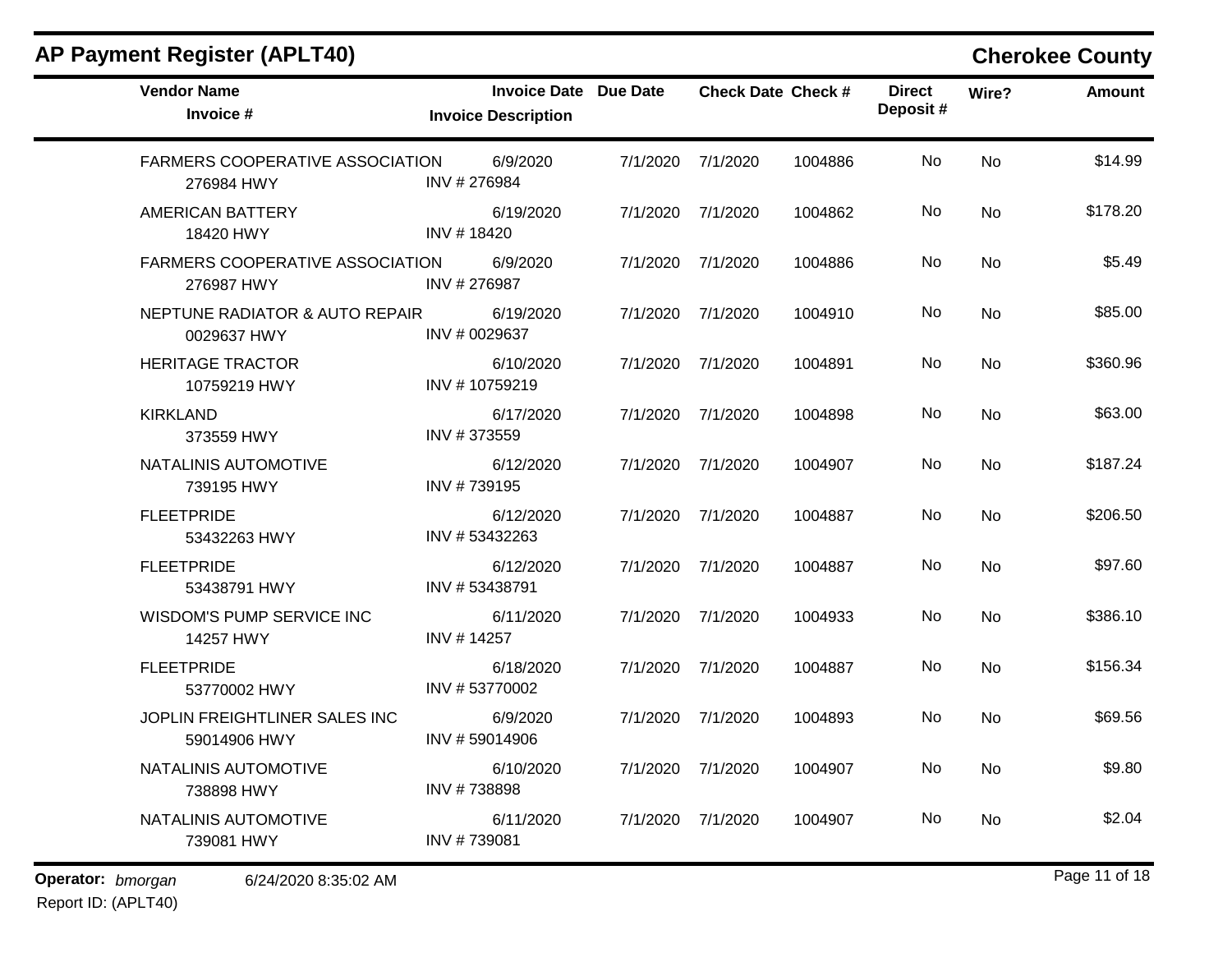# AP Payment Register (APLT40)

## Cherokee County

| Vendor Name / Invoice # | Invoice Date / Invoice Description | Due Date | Check Date | Check # | Direct Deposit # | Wire? | Amount |
|---|---|---|---|---|---|---|---|
| FARMERS COOPERATIVE ASSOCIATION<br>276984 HWY | 6/9/2020<br>INV # 276984 | 7/1/2020 | 7/1/2020 | 1004886 | No | No | $14.99 |
| AMERICAN BATTERY<br>18420 HWY | 6/19/2020<br>INV # 18420 | 7/1/2020 | 7/1/2020 | 1004862 | No | No | $178.20 |
| FARMERS COOPERATIVE ASSOCIATION<br>276987 HWY | 6/9/2020<br>INV # 276987 | 7/1/2020 | 7/1/2020 | 1004886 | No | No | $5.49 |
| NEPTUNE RADIATOR & AUTO REPAIR<br>0029637 HWY | 6/19/2020<br>INV # 0029637 | 7/1/2020 | 7/1/2020 | 1004910 | No | No | $85.00 |
| HERITAGE TRACTOR<br>10759219 HWY | 6/10/2020<br>INV # 10759219 | 7/1/2020 | 7/1/2020 | 1004891 | No | No | $360.96 |
| KIRKLAND<br>373559 HWY | 6/17/2020<br>INV # 373559 | 7/1/2020 | 7/1/2020 | 1004898 | No | No | $63.00 |
| NATALINIS AUTOMOTIVE<br>739195 HWY | 6/12/2020<br>INV # 739195 | 7/1/2020 | 7/1/2020 | 1004907 | No | No | $187.24 |
| FLEETPRIDE<br>53432263 HWY | 6/12/2020<br>INV # 53432263 | 7/1/2020 | 7/1/2020 | 1004887 | No | No | $206.50 |
| FLEETPRIDE<br>53438791 HWY | 6/12/2020<br>INV # 53438791 | 7/1/2020 | 7/1/2020 | 1004887 | No | No | $97.60 |
| WISDOM'S PUMP SERVICE INC<br>14257 HWY | 6/11/2020<br>INV # 14257 | 7/1/2020 | 7/1/2020 | 1004933 | No | No | $386.10 |
| FLEETPRIDE<br>53770002 HWY | 6/18/2020<br>INV # 53770002 | 7/1/2020 | 7/1/2020 | 1004887 | No | No | $156.34 |
| JOPLIN FREIGHTLINER SALES INC<br>59014906 HWY | 6/9/2020<br>INV # 59014906 | 7/1/2020 | 7/1/2020 | 1004893 | No | No | $69.56 |
| NATALINIS AUTOMOTIVE<br>738898 HWY | 6/10/2020<br>INV # 738898 | 7/1/2020 | 7/1/2020 | 1004907 | No | No | $9.80 |
| NATALINIS AUTOMOTIVE<br>739081 HWY | 6/11/2020<br>INV # 739081 | 7/1/2020 | 7/1/2020 | 1004907 | No | No | $2.04 |

**Operator:** *bmorgan* 6/24/2020 8:35:02 AM
Report ID: (APLT40)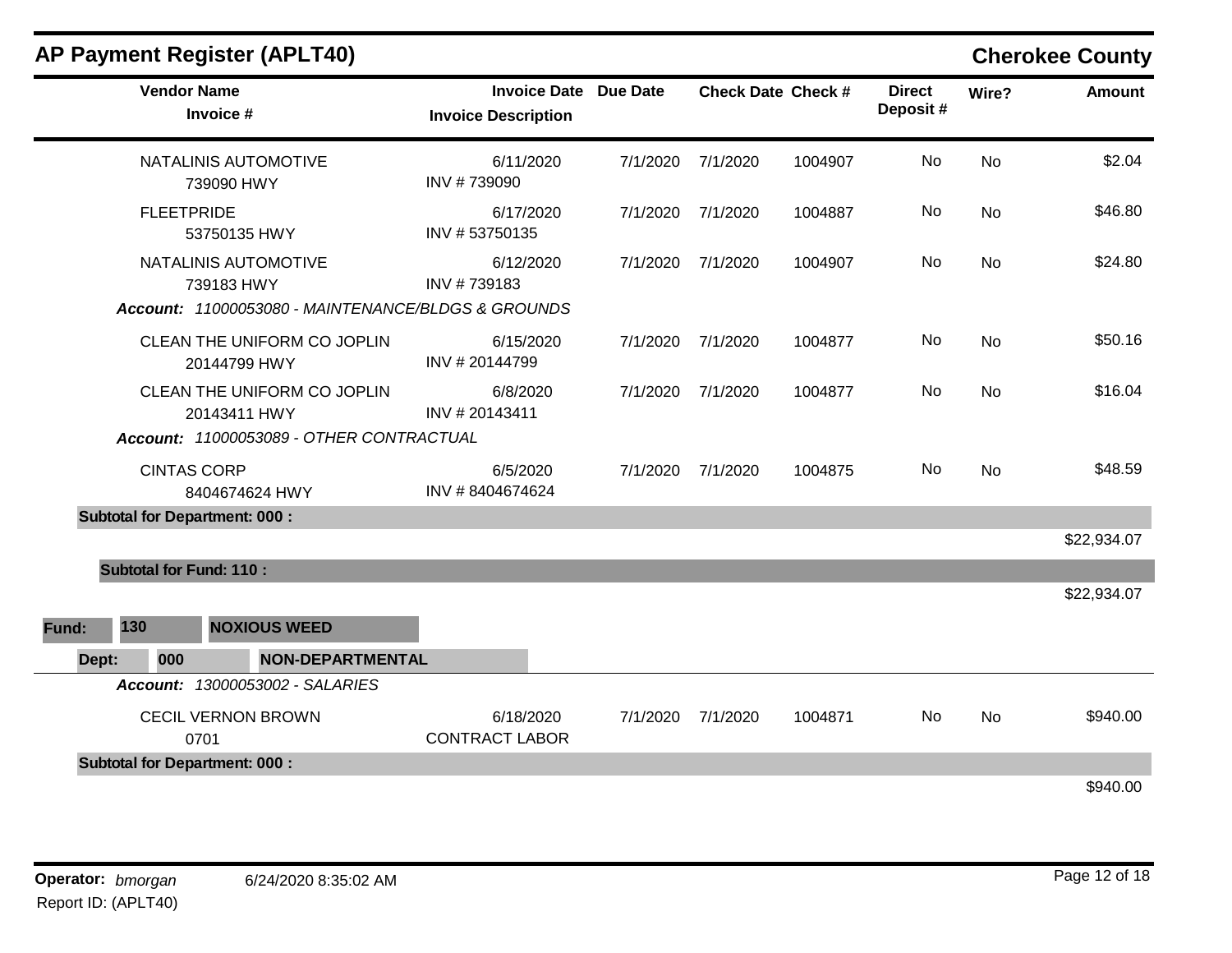# AP Payment Register (APLT40)

**Cherokee County**

| Vendor Name / Invoice # | Invoice Date / Invoice Description | Due Date | Check Date | Check # | Direct Deposit # | Wire? | Amount |
|---|---|---|---|---|---|---|---|
| NATALINIS AUTOMOTIVE<br>739090 HWY | 6/11/2020<br>INV # 739090 | 7/1/2020 | 7/1/2020 | 1004907 | No | No | $2.04 |
| FLEETPRIDE<br>53750135 HWY | 6/17/2020<br>INV # 53750135 | 7/1/2020 | 7/1/2020 | 1004887 | No | No | $46.80 |
| NATALINIS AUTOMOTIVE<br>739183 HWY | 6/12/2020<br>INV # 739183 | 7/1/2020 | 7/1/2020 | 1004907 | No | No | $24.80 |

*Account: 11000053080 - MAINTENANCE/BLDGS & GROUNDS*

| Vendor Name / Invoice # | Invoice Date / Invoice Description | Due Date | Check Date | Check # | Direct Deposit # | Wire? | Amount |
|---|---|---|---|---|---|---|---|
| CLEAN THE UNIFORM CO JOPLIN<br>20144799 HWY | 6/15/2020<br>INV # 20144799 | 7/1/2020 | 7/1/2020 | 1004877 | No | No | $50.16 |
| CLEAN THE UNIFORM CO JOPLIN<br>20143411 HWY | 6/8/2020<br>INV # 20143411 | 7/1/2020 | 7/1/2020 | 1004877 | No | No | $16.04 |

*Account: 11000053089 - OTHER CONTRACTUAL*

| Vendor Name / Invoice # | Invoice Date / Invoice Description | Due Date | Check Date | Check # | Direct Deposit # | Wire? | Amount |
|---|---|---|---|---|---|---|---|
| CINTAS CORP<br>8404674624 HWY | 6/5/2020<br>INV # 8404674624 | 7/1/2020 | 7/1/2020 | 1004875 | No | No | $48.59 |

**Subtotal for Department: 000 :** $22,934.07

**Subtotal for Fund: 110 :** $22,934.07

**Fund: 130 NOXIOUS WEED**

**Dept: 000 NON-DEPARTMENTAL**

*Account: 13000053002 - SALARIES*

| Vendor Name / Invoice # | Invoice Date / Invoice Description | Due Date | Check Date | Check # | Direct Deposit # | Wire? | Amount |
|---|---|---|---|---|---|---|---|
| CECIL VERNON BROWN<br>0701 | 6/18/2020<br>CONTRACT LABOR | 7/1/2020 | 7/1/2020 | 1004871 | No | No | $940.00 |

**Subtotal for Department: 000 :** $940.00

**Operator:** *bmorgan* 6/24/2020 8:35:02 AM

Report ID: (APLT40)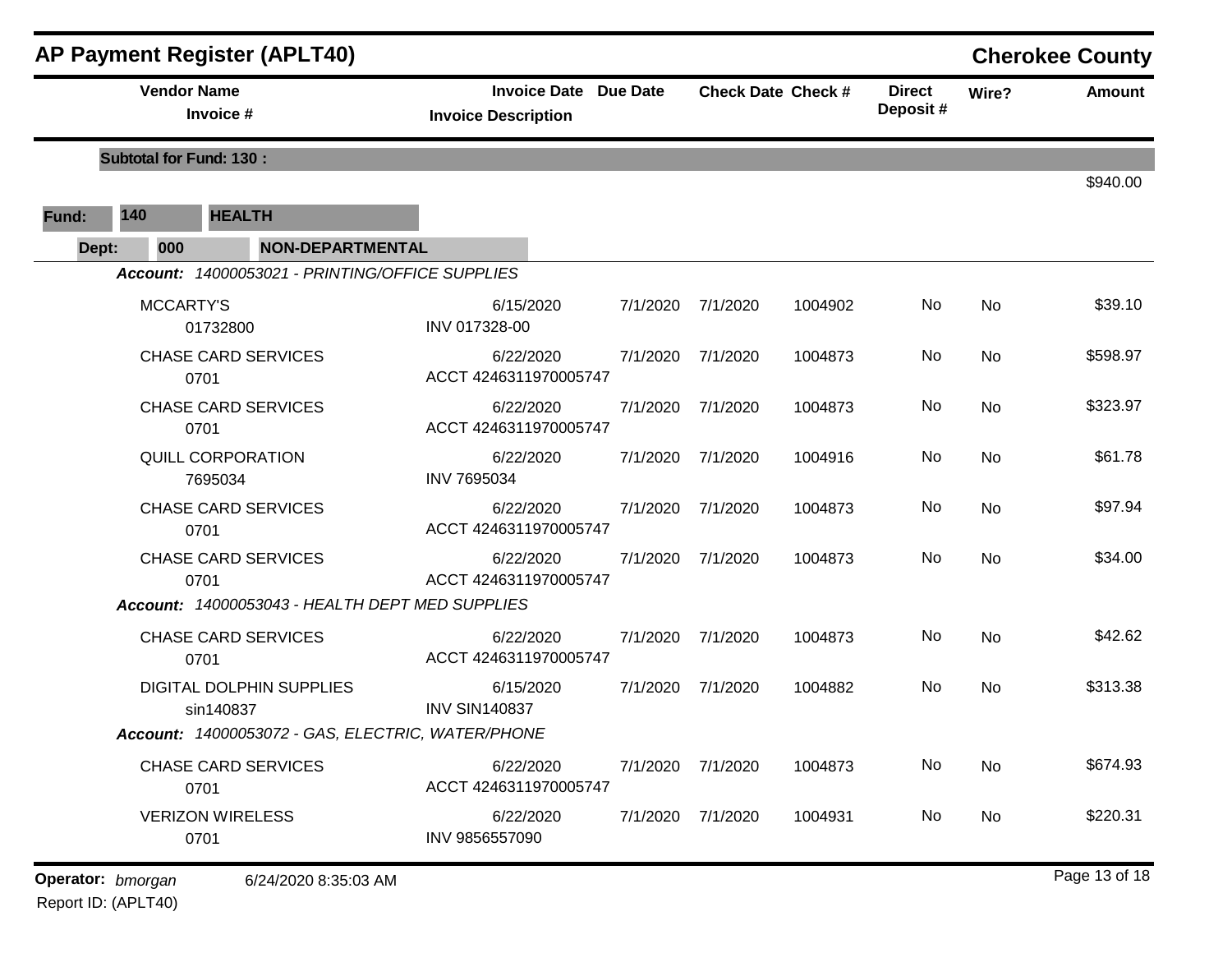## AP Payment Register (APLT40)

**Cherokee County**

| Vendor Name / Invoice # | Invoice Date / Invoice Description | Due Date | Check Date | Check # | Direct Deposit # | Wire? | Amount |
|---|---|---|---|---|---|---|---|
| **Subtotal for Fund: 130 :** | | | | | | | $940.00 |

**Fund:** 140 **HEALTH**

**Dept:** 000 **NON-DEPARTMENTAL**

***Account:*** *14000053021 - PRINTING/OFFICE SUPPLIES*

| Vendor Name / Invoice # | Invoice Date / Invoice Description | Due Date | Check Date | Check # | Direct Deposit # | Wire? | Amount |
|---|---|---|---|---|---|---|---|
| MCCARTY'S<br>01732800 | 6/15/2020<br>INV 017328-00 | 7/1/2020 | 7/1/2020 | 1004902 | No | No | $39.10 |
| CHASE CARD SERVICES<br>0701 | 6/22/2020<br>ACCT 4246311970005747 | 7/1/2020 | 7/1/2020 | 1004873 | No | No | $598.97 |
| CHASE CARD SERVICES<br>0701 | 6/22/2020<br>ACCT 4246311970005747 | 7/1/2020 | 7/1/2020 | 1004873 | No | No | $323.97 |
| QUILL CORPORATION<br>7695034 | 6/22/2020<br>INV 7695034 | 7/1/2020 | 7/1/2020 | 1004916 | No | No | $61.78 |
| CHASE CARD SERVICES<br>0701 | 6/22/2020<br>ACCT 4246311970005747 | 7/1/2020 | 7/1/2020 | 1004873 | No | No | $97.94 |
| CHASE CARD SERVICES<br>0701 | 6/22/2020<br>ACCT 4246311970005747 | 7/1/2020 | 7/1/2020 | 1004873 | No | No | $34.00 |

***Account:*** *14000053043 - HEALTH DEPT MED SUPPLIES*

| Vendor Name / Invoice # | Invoice Date / Invoice Description | Due Date | Check Date | Check # | Direct Deposit # | Wire? | Amount |
|---|---|---|---|---|---|---|---|
| CHASE CARD SERVICES<br>0701 | 6/22/2020<br>ACCT 4246311970005747 | 7/1/2020 | 7/1/2020 | 1004873 | No | No | $42.62 |
| DIGITAL DOLPHIN SUPPLIES<br>sin140837 | 6/15/2020<br>INV SIN140837 | 7/1/2020 | 7/1/2020 | 1004882 | No | No | $313.38 |

***Account:*** *14000053072 - GAS, ELECTRIC, WATER/PHONE*

| Vendor Name / Invoice # | Invoice Date / Invoice Description | Due Date | Check Date | Check # | Direct Deposit # | Wire? | Amount |
|---|---|---|---|---|---|---|---|
| CHASE CARD SERVICES<br>0701 | 6/22/2020<br>ACCT 4246311970005747 | 7/1/2020 | 7/1/2020 | 1004873 | No | No | $674.93 |
| VERIZON WIRELESS<br>0701 | 6/22/2020<br>INV 9856557090 | 7/1/2020 | 7/1/2020 | 1004931 | No | No | $220.31 |

**Operator:** *bmorgan* 6/24/2020 8:35:03 AM

Report ID: (APLT40)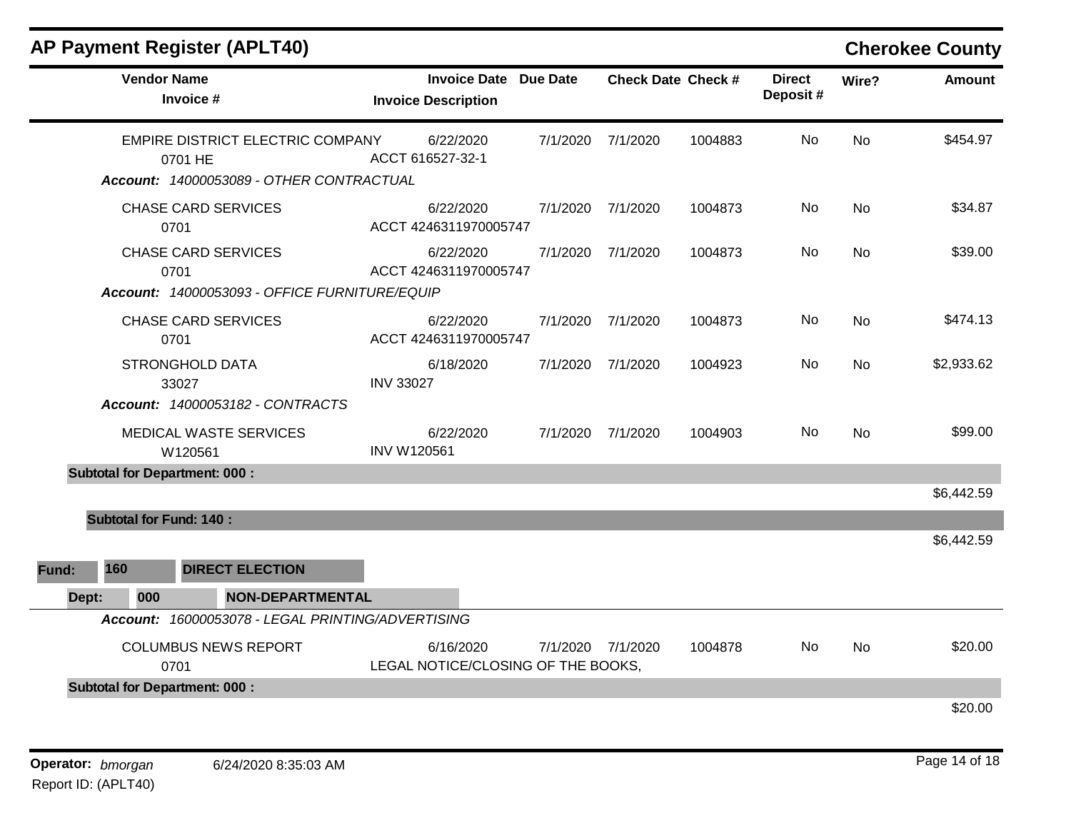# AP Payment Register (APLT40)

## Cherokee County

| Vendor Name / Invoice # | Invoice Date / Invoice Description | Due Date | Check Date | Check # | Direct Deposit # | Wire? | Amount |
|---|---|---|---|---|---|---|---|
| EMPIRE DISTRICT ELECTRIC COMPANY<br>0701 HE | 6/22/2020<br>ACCT 616527-32-1 | 7/1/2020 | 7/1/2020 | 1004883 | No | No | $454.97 |
| ***Account:** 14000053089 - OTHER CONTRACTUAL* | | | | | | | |
| CHASE CARD SERVICES<br>0701 | 6/22/2020<br>ACCT 4246311970005747 | 7/1/2020 | 7/1/2020 | 1004873 | No | No | $34.87 |
| CHASE CARD SERVICES<br>0701 | 6/22/2020<br>ACCT 4246311970005747 | 7/1/2020 | 7/1/2020 | 1004873 | No | No | $39.00 |
| ***Account:** 14000053093 - OFFICE FURNITURE/EQUIP* | | | | | | | |
| CHASE CARD SERVICES<br>0701 | 6/22/2020<br>ACCT 4246311970005747 | 7/1/2020 | 7/1/2020 | 1004873 | No | No | $474.13 |
| STRONGHOLD DATA<br>33027 | 6/18/2020<br>INV 33027 | 7/1/2020 | 7/1/2020 | 1004923 | No | No | $2,933.62 |
| ***Account:** 14000053182 - CONTRACTS* | | | | | | | |
| MEDICAL WASTE SERVICES<br>W120561 | 6/22/2020<br>INV W120561 | 7/1/2020 | 7/1/2020 | 1004903 | No | No | $99.00 |
| **Subtotal for Department: 000 :** | | | | | | | $6,442.59 |
| **Subtotal for Fund: 140 :** | | | | | | | $6,442.59 |

**Fund:** 160 **DIRECT ELECTION**

**Dept:** 000 **NON-DEPARTMENTAL**

| Vendor Name / Invoice # | Invoice Date / Invoice Description | Due Date | Check Date | Check # | Direct Deposit # | Wire? | Amount |
|---|---|---|---|---|---|---|---|
| ***Account:** 16000053078 - LEGAL PRINTING/ADVERTISING* | | | | | | | |
| COLUMBUS NEWS REPORT<br>0701 | 6/16/2020<br>LEGAL NOTICE/CLOSING OF THE BOOKS, | 7/1/2020 | 7/1/2020 | 1004878 | No | No | $20.00 |
| **Subtotal for Department: 000 :** | | | | | | | $20.00 |

**Operator:** *bmorgan* 6/24/2020 8:35:03 AM

Report ID: (APLT40)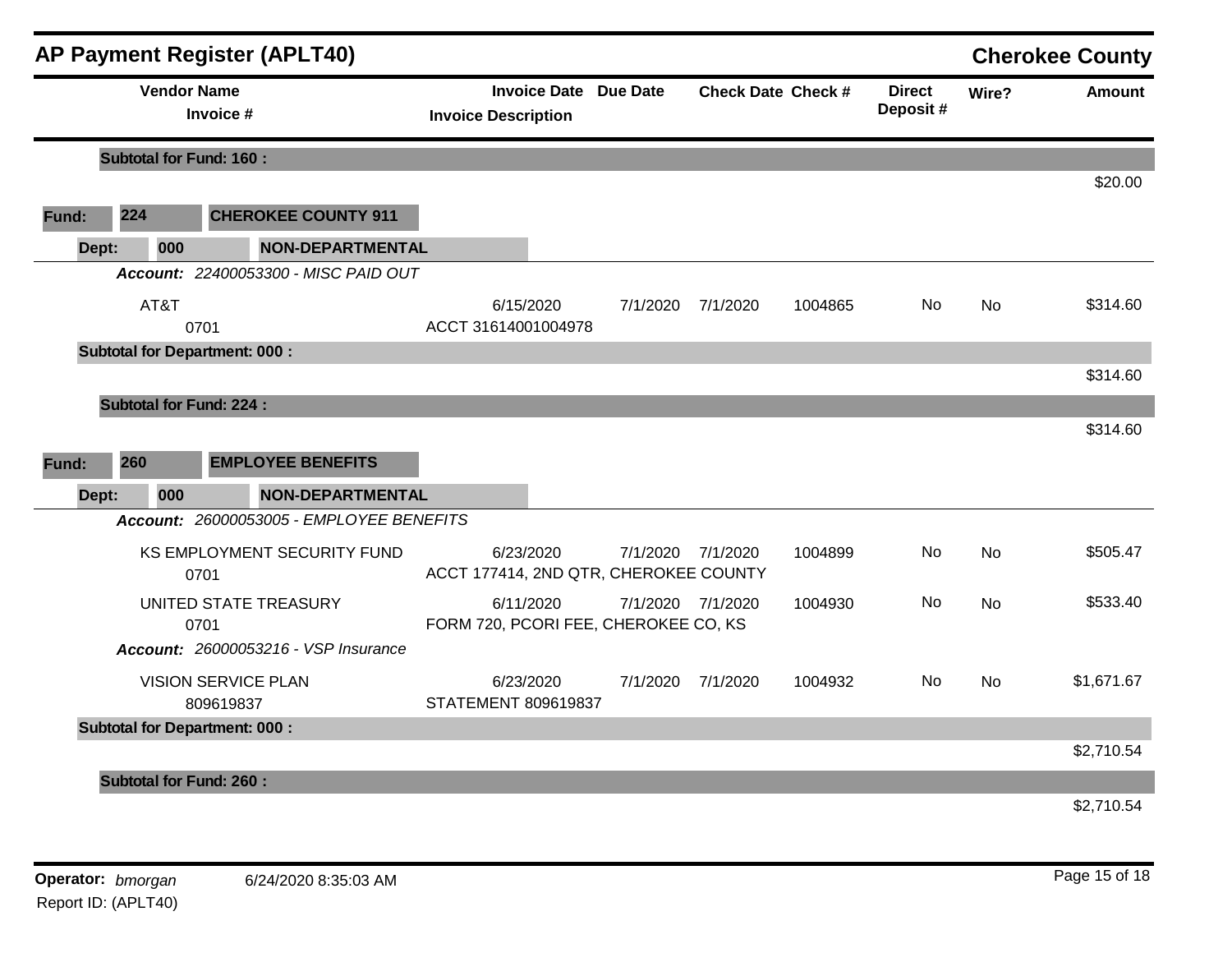# AP Payment Register (APLT40)

**Cherokee County**

| Vendor Name / Invoice # | Invoice Date / Invoice Description | Due Date | Check Date | Check # | Direct Deposit # | Wire? | Amount |
|---|---|---|---|---|---|---|---|
| **Subtotal for Fund: 160 :** | | | | | | | $20.00 |
| **Fund: 224 CHEROKEE COUNTY 911** | | | | | | | |
| **Dept: 000 NON-DEPARTMENTAL** | | | | | | | |
| ***Account:*** *22400053300 - MISC PAID OUT* | | | | | | | |
| AT&T / 0701 | 6/15/2020 / ACCT 31614001004978 | 7/1/2020 | 7/1/2020 | 1004865 | No | No | $314.60 |
| **Subtotal for Department: 000 :** | | | | | | | $314.60 |
| **Subtotal for Fund: 224 :** | | | | | | | $314.60 |
| **Fund: 260 EMPLOYEE BENEFITS** | | | | | | | |
| **Dept: 000 NON-DEPARTMENTAL** | | | | | | | |
| ***Account:*** *26000053005 - EMPLOYEE BENEFITS* | | | | | | | |
| KS EMPLOYMENT SECURITY FUND / 0701 | 6/23/2020 / ACCT 177414, 2ND QTR, CHEROKEE COUNTY | 7/1/2020 | 7/1/2020 | 1004899 | No | No | $505.47 |
| UNITED STATE TREASURY / 0701 | 6/11/2020 / FORM 720, PCORI FEE, CHEROKEE CO, KS | 7/1/2020 | 7/1/2020 | 1004930 | No | No | $533.40 |
| ***Account:*** *26000053216 - VSP Insurance* | | | | | | | |
| VISION SERVICE PLAN / 809619837 | 6/23/2020 / STATEMENT 809619837 | 7/1/2020 | 7/1/2020 | 1004932 | No | No | $1,671.67 |
| **Subtotal for Department: 000 :** | | | | | | | $2,710.54 |
| **Subtotal for Fund: 260 :** | | | | | | | $2,710.54 |

**Operator:** *bmorgan* 6/24/2020 8:35:03 AM

Report ID: (APLT40)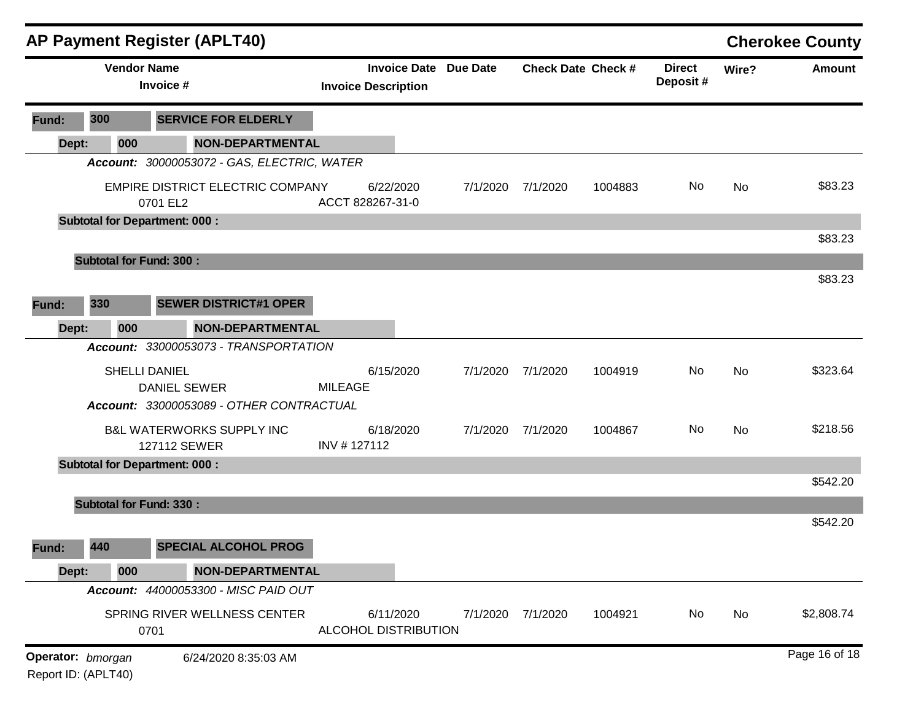## AP Payment Register (APLT40) — Cherokee County

| Vendor Name / Invoice # | Invoice Date / Invoice Description | Due Date | Check Date | Check # | Direct Deposit # | Wire? | Amount |
|---|---|---|---|---|---|---|---|
| **Fund: 300 SERVICE FOR ELDERLY** | | | | | | | |
| **Dept: 000 NON-DEPARTMENTAL** | | | | | | | |
| ***Account: 30000053072 - GAS, ELECTRIC, WATER*** | | | | | | | |
| EMPIRE DISTRICT ELECTRIC COMPANY / 0701 EL2 | 6/22/2020 / ACCT 828267-31-0 | 7/1/2020 | 7/1/2020 | 1004883 | No | No | $83.23 |
| **Subtotal for Department: 000 :** | | | | | | | $83.23 |
| **Subtotal for Fund: 300 :** | | | | | | | $83.23 |
| **Fund: 330 SEWER DISTRICT#1 OPER** | | | | | | | |
| **Dept: 000 NON-DEPARTMENTAL** | | | | | | | |
| ***Account: 33000053073 - TRANSPORTATION*** | | | | | | | |
| SHELLI DANIEL / DANIEL SEWER | 6/15/2020 / MILEAGE | 7/1/2020 | 7/1/2020 | 1004919 | No | No | $323.64 |
| ***Account: 33000053089 - OTHER CONTRACTUAL*** | | | | | | | |
| B&L WATERWORKS SUPPLY INC / 127112 SEWER | 6/18/2020 / INV # 127112 | 7/1/2020 | 7/1/2020 | 1004867 | No | No | $218.56 |
| **Subtotal for Department: 000 :** | | | | | | | $542.20 |
| **Subtotal for Fund: 330 :** | | | | | | | $542.20 |
| **Fund: 440 SPECIAL ALCOHOL PROG** | | | | | | | |
| **Dept: 000 NON-DEPARTMENTAL** | | | | | | | |
| ***Account: 44000053300 - MISC PAID OUT*** | | | | | | | |
| SPRING RIVER WELLNESS CENTER / 0701 | 6/11/2020 / ALCOHOL DISTRIBUTION | 7/1/2020 | 7/1/2020 | 1004921 | No | No | $2,808.74 |

**Operator:** *bmorgan* 6/24/2020 8:35:03 AM

Report ID: (APLT40)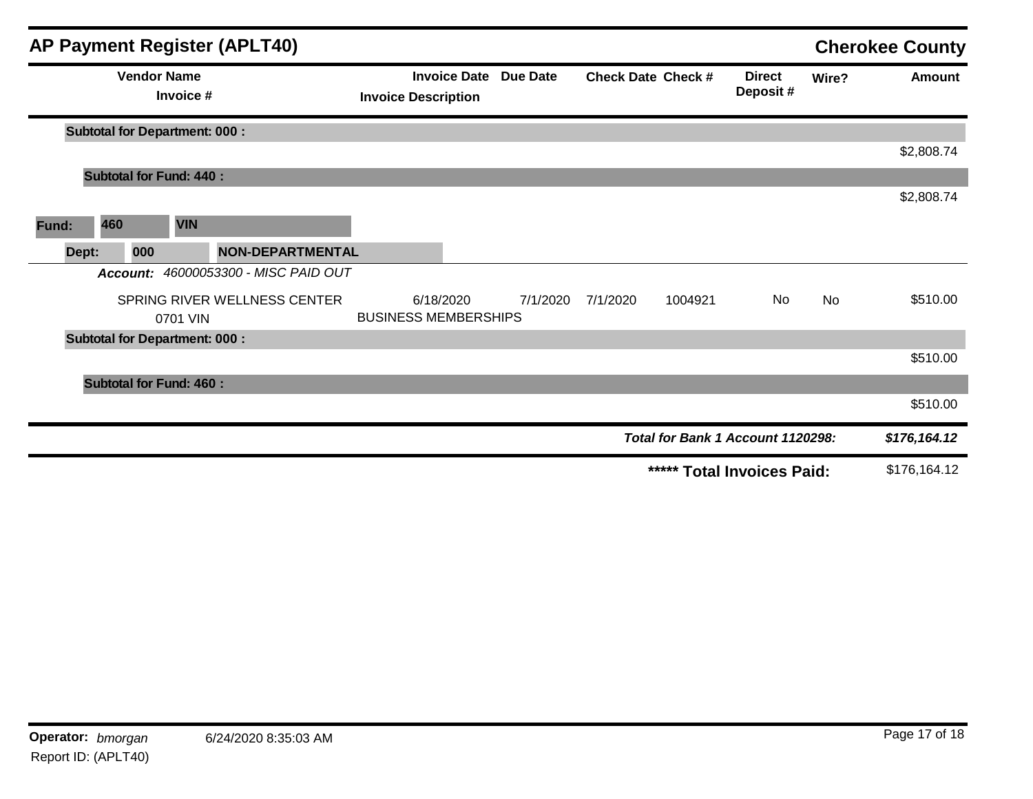## AP Payment Register (APLT40)

**Cherokee County**

| Vendor Name / Invoice # | Invoice Date / Invoice Description | Due Date | Check Date | Check # | Direct Deposit # | Wire? | Amount |
|---|---|---|---|---|---|---|---|
| **Subtotal for Department: 000 :** | | | | | | | $2,808.74 |
| **Subtotal for Fund: 440 :** | | | | | | | $2,808.74 |
| **Fund: 460 VIN** | | | | | | | |
| **Dept: 000 NON-DEPARTMENTAL** | | | | | | | |
| ***Account:*** *46000053300 - MISC PAID OUT* | | | | | | | |
| SPRING RIVER WELLNESS CENTER<br>0701 VIN | 6/18/2020<br>BUSINESS MEMBERSHIPS | 7/1/2020 | 7/1/2020 | 1004921 | No | No | $510.00 |
| **Subtotal for Department: 000 :** | | | | | | | $510.00 |
| **Subtotal for Fund: 460 :** | | | | | | | $510.00 |
| | | | | | ***Total for Bank 1 Account 1120298:*** | | ***$176,164.12*** |
| | | | | | **\*\*\*\*\* Total Invoices Paid:** | | $176,164.12 |

**Operator:** *bmorgan* 6/24/2020 8:35:03 AM

Report ID: (APLT40)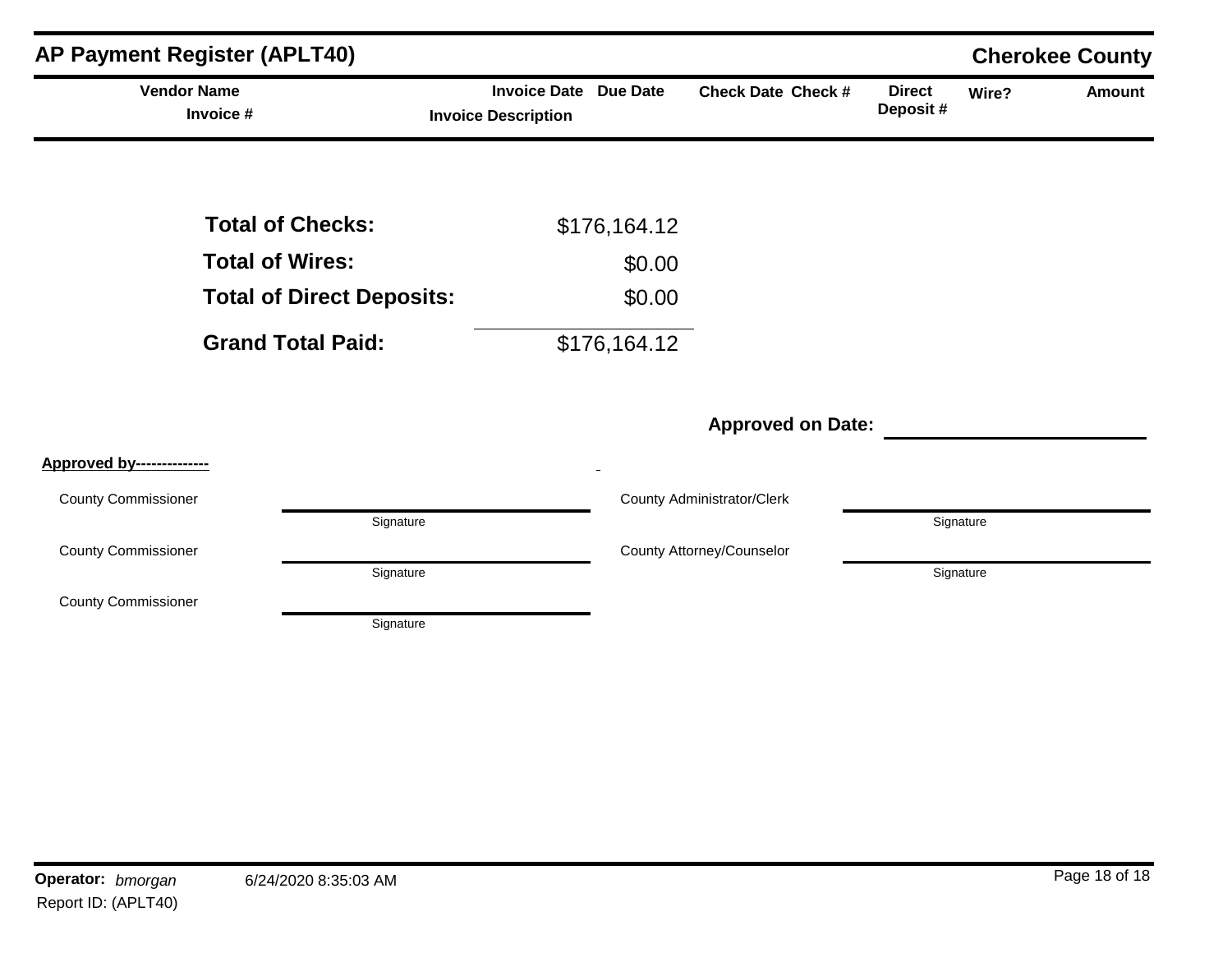## AP Payment Register (APLT40)

**Cherokee County**

| Vendor Name / Invoice # | Invoice Date / Invoice Description | Due Date | Check Date | Check # | Direct Deposit # | Wire? | Amount |
|---|---|---|---|---|---|---|---|

| | |
|---|---|
| **Total of Checks:** | $176,164.12 |
| **Total of Wires:** | $0.00 |
| **Total of Direct Deposits:** | $0.00 |
| **Grand Total Paid:** | $176,164.12 |

**Approved on Date:** ____________________

**Approved by--------------**

County Commissioner ____________________
Signature

County Administrator/Clerk ____________________
Signature

County Commissioner ____________________
Signature

County Attorney/Counselor ____________________
Signature

County Commissioner ____________________
Signature

**Operator:** *bmorgan* 6/24/2020 8:35:03 AM
Report ID: (APLT40)